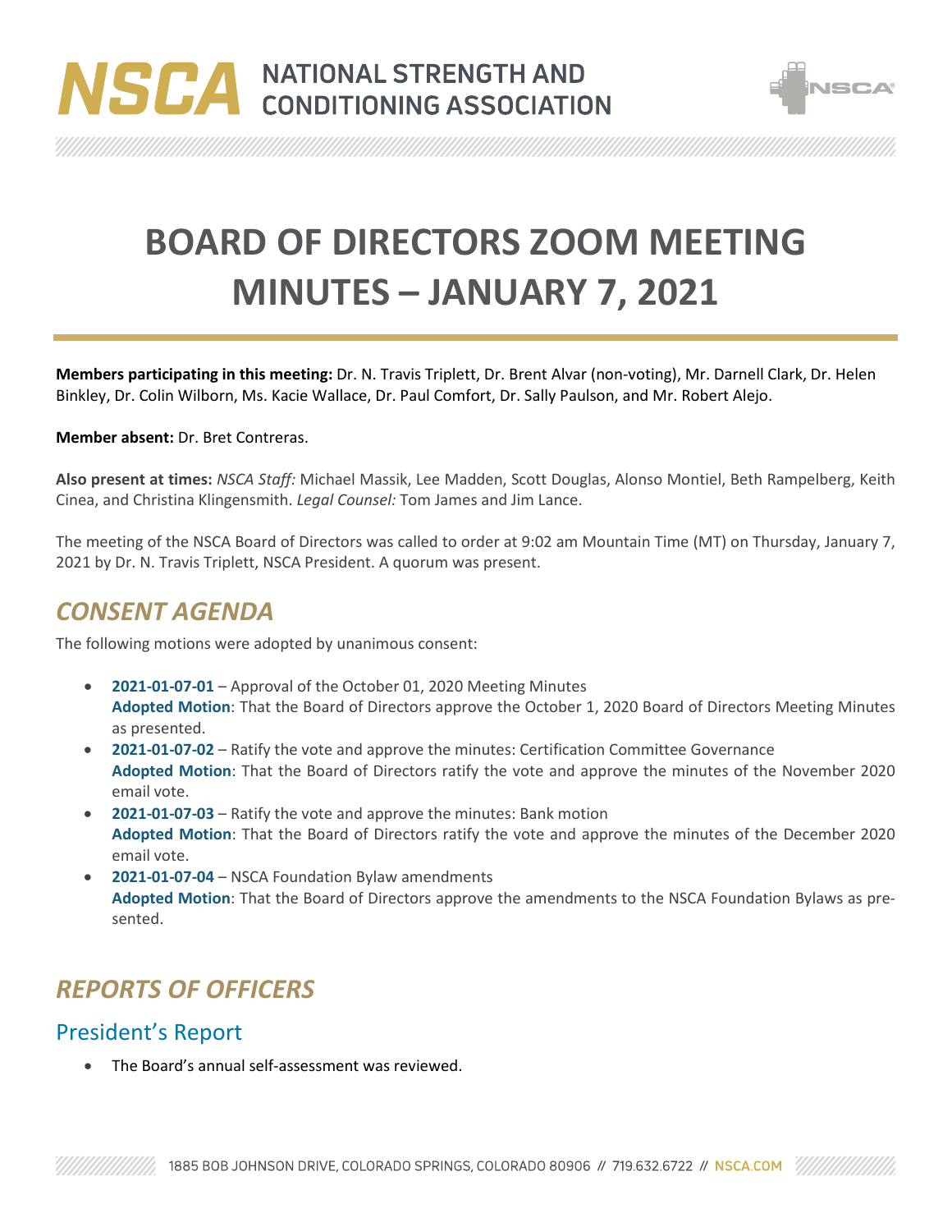# BOARD OF DIRECTORS ZOOM MEETING MINUTES – JANUARY 7, 2021

**Members participating in this meeting:** Dr. N. Travis Triplett, Dr. Brent Alvar (non-voting), Mr. Darnell Clark, Dr. Helen Binkley, Dr. Colin Wilborn, Ms. Kacie Wallace, Dr. Paul Comfort, Dr. Sally Paulson, and Mr. Robert Alejo.

**Member absent:** Dr. Bret Contreras.

**Also present at times:** *NSCA Staff:* Michael Massik, Lee Madden, Scott Douglas, Alonso Montiel, Beth Rampelberg, Keith Cinea, and Christina Klingensmith. *Legal Counsel:* Tom James and Jim Lance.

The meeting of the NSCA Board of Directors was called to order at 9:02 am Mountain Time (MT) on Thursday, January 7, 2021 by Dr. N. Travis Triplett, NSCA President. A quorum was present.

## *CONSENT AGENDA*

The following motions were adopted by unanimous consent:

- **2021-01-07-01** – Approval of the October 01, 2020 Meeting Minutes
  **Adopted Motion**: That the Board of Directors approve the October 1, 2020 Board of Directors Meeting Minutes as presented.
- **2021-01-07-02** – Ratify the vote and approve the minutes: Certification Committee Governance
  **Adopted Motion**: That the Board of Directors ratify the vote and approve the minutes of the November 2020 email vote.
- **2021-01-07-03** – Ratify the vote and approve the minutes: Bank motion
  **Adopted Motion**: That the Board of Directors ratify the vote and approve the minutes of the December 2020 email vote.
- **2021-01-07-04** – NSCA Foundation Bylaw amendments
  **Adopted Motion**: That the Board of Directors approve the amendments to the NSCA Foundation Bylaws as presented.

## *REPORTS OF OFFICERS*

### President's Report

- The Board's annual self-assessment was reviewed.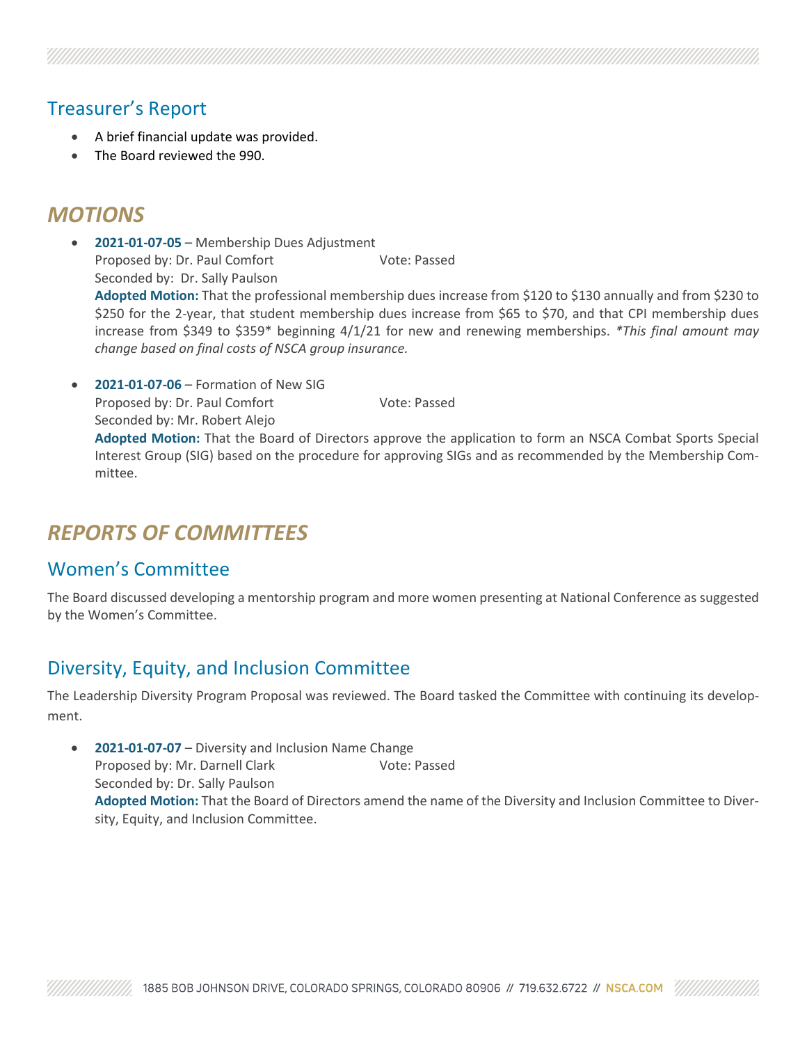## Treasurer's Report

- A brief financial update was provided.
- The Board reviewed the 990.

# *MOTIONS*

- **2021-01-07-05** – Membership Dues Adjustment
  Proposed by: Dr. Paul Comfort Vote: Passed
  Seconded by: Dr. Sally Paulson
  **Adopted Motion:** That the professional membership dues increase from $120 to $130 annually and from $230 to $250 for the 2-year, that student membership dues increase from $65 to $70, and that CPI membership dues increase from $349 to $359* beginning 4/1/21 for new and renewing memberships. *\*This final amount may change based on final costs of NSCA group insurance.*

- **2021-01-07-06** – Formation of New SIG
  Proposed by: Dr. Paul Comfort Vote: Passed
  Seconded by: Mr. Robert Alejo
  **Adopted Motion:** That the Board of Directors approve the application to form an NSCA Combat Sports Special Interest Group (SIG) based on the procedure for approving SIGs and as recommended by the Membership Committee.

# *REPORTS OF COMMITTEES*

## Women's Committee

The Board discussed developing a mentorship program and more women presenting at National Conference as suggested by the Women's Committee.

## Diversity, Equity, and Inclusion Committee

The Leadership Diversity Program Proposal was reviewed. The Board tasked the Committee with continuing its development.

- **2021-01-07-07** – Diversity and Inclusion Name Change
  Proposed by: Mr. Darnell Clark Vote: Passed
  Seconded by: Dr. Sally Paulson
  **Adopted Motion:** That the Board of Directors amend the name of the Diversity and Inclusion Committee to Diversity, Equity, and Inclusion Committee.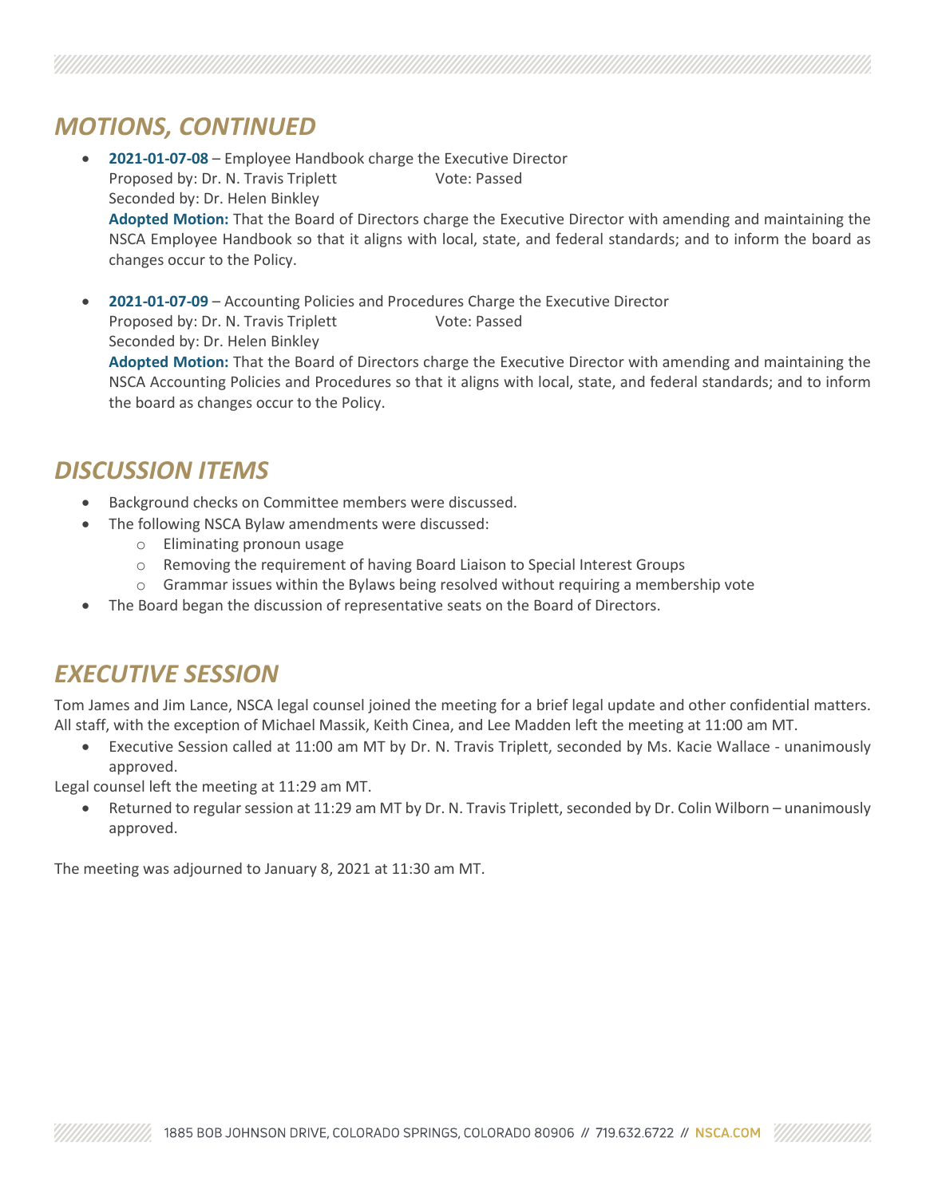## *MOTIONS, CONTINUED*

- **2021-01-07-08** – Employee Handbook charge the Executive Director
  Proposed by: Dr. N. Travis Triplett Vote: Passed
  Seconded by: Dr. Helen Binkley
  **Adopted Motion:** That the Board of Directors charge the Executive Director with amending and maintaining the NSCA Employee Handbook so that it aligns with local, state, and federal standards; and to inform the board as changes occur to the Policy.

- **2021-01-07-09** – Accounting Policies and Procedures Charge the Executive Director
  Proposed by: Dr. N. Travis Triplett Vote: Passed
  Seconded by: Dr. Helen Binkley
  **Adopted Motion:** That the Board of Directors charge the Executive Director with amending and maintaining the NSCA Accounting Policies and Procedures so that it aligns with local, state, and federal standards; and to inform the board as changes occur to the Policy.

## *DISCUSSION ITEMS*

- Background checks on Committee members were discussed.
- The following NSCA Bylaw amendments were discussed:
  - Eliminating pronoun usage
  - Removing the requirement of having Board Liaison to Special Interest Groups
  - Grammar issues within the Bylaws being resolved without requiring a membership vote
- The Board began the discussion of representative seats on the Board of Directors.

## *EXECUTIVE SESSION*

Tom James and Jim Lance, NSCA legal counsel joined the meeting for a brief legal update and other confidential matters. All staff, with the exception of Michael Massik, Keith Cinea, and Lee Madden left the meeting at 11:00 am MT.

- Executive Session called at 11:00 am MT by Dr. N. Travis Triplett, seconded by Ms. Kacie Wallace - unanimously approved.

Legal counsel left the meeting at 11:29 am MT.

- Returned to regular session at 11:29 am MT by Dr. N. Travis Triplett, seconded by Dr. Colin Wilborn – unanimously approved.

The meeting was adjourned to January 8, 2021 at 11:30 am MT.